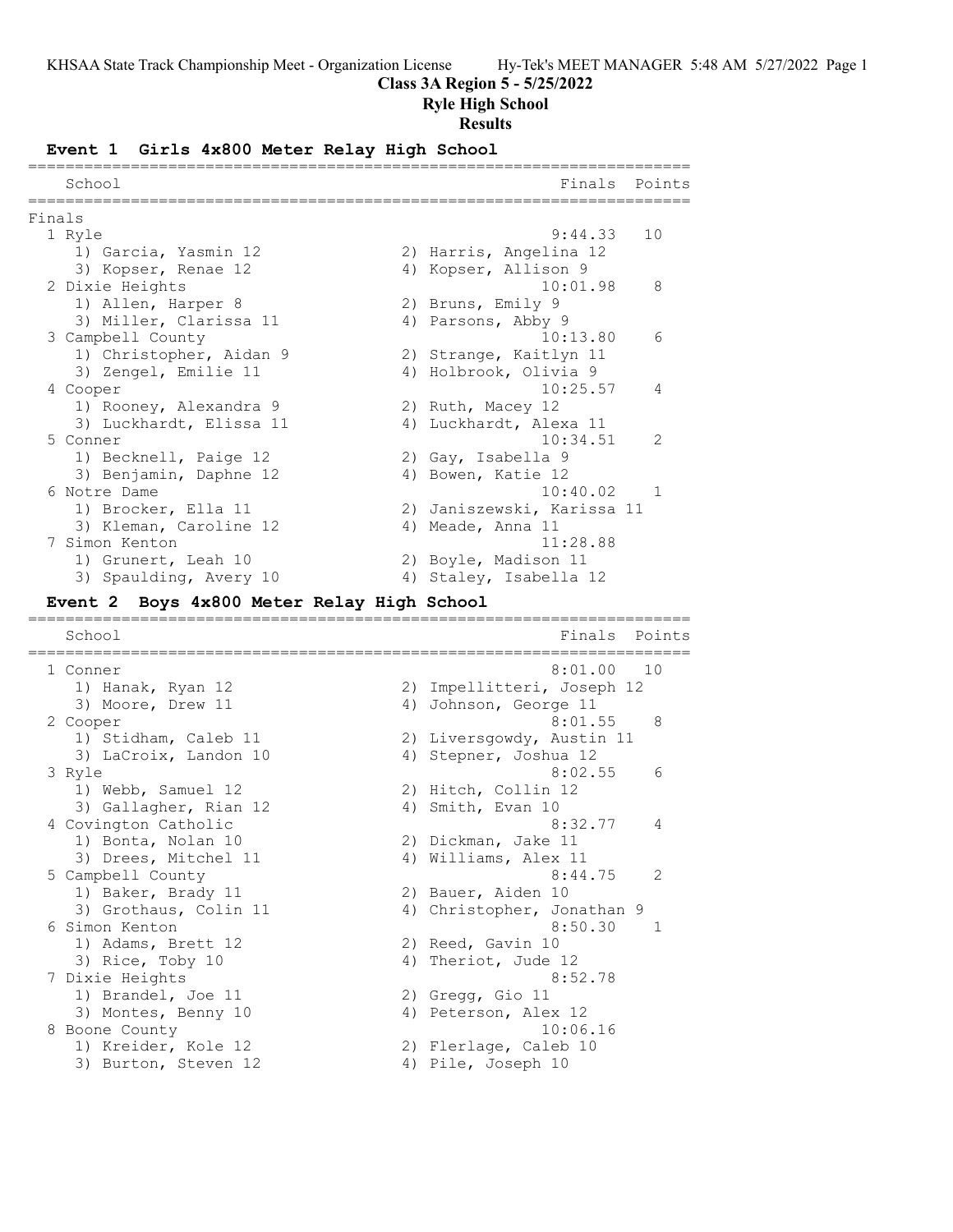**Class 3A Region 5 - 5/25/2022**
**Ryle High School**
**Results**

### Event 1 Girls 4x800 Meter Relay High School

Finals

| Place | School | Finals | Points |
|---|---|---|---|
| 1 | Ryle | 9:44.33 | 10 |
| | 1) Garcia, Yasmin 12; 2) Harris, Angelina 12; 3) Kopser, Renae 12; 4) Kopser, Allison 9 | | |
| 2 | Dixie Heights | 10:01.98 | 8 |
| | 1) Allen, Harper 8; 2) Bruns, Emily 9; 3) Miller, Clarissa 11; 4) Parsons, Abby 9 | | |
| 3 | Campbell County | 10:13.80 | 6 |
| | 1) Christopher, Aidan 9; 2) Strange, Kaitlyn 11; 3) Zengel, Emilie 11; 4) Holbrook, Olivia 9 | | |
| 4 | Cooper | 10:25.57 | 4 |
| | 1) Rooney, Alexandra 9; 2) Ruth, Macey 12; 3) Luckhardt, Elissa 11; 4) Luckhardt, Alexa 11 | | |
| 5 | Conner | 10:34.51 | 2 |
| | 1) Becknell, Paige 12; 2) Gay, Isabella 9; 3) Benjamin, Daphne 12; 4) Bowen, Katie 12 | | |
| 6 | Notre Dame | 10:40.02 | 1 |
| | 1) Brocker, Ella 11; 2) Janiszewski, Karissa 11; 3) Kleman, Caroline 12; 4) Meade, Anna 11 | | |
| 7 | Simon Kenton | 11:28.88 | |
| | 1) Grunert, Leah 10; 2) Boyle, Madison 11; 3) Spaulding, Avery 10; 4) Staley, Isabella 12 | | |

### Event 2 Boys 4x800 Meter Relay High School

| Place | School | Finals | Points |
|---|---|---|---|
| 1 | Conner | 8:01.00 | 10 |
| | 1) Hanak, Ryan 12; 2) Impellitteri, Joseph 12; 3) Moore, Drew 11; 4) Johnson, George 11 | | |
| 2 | Cooper | 8:01.55 | 8 |
| | 1) Stidham, Caleb 11; 2) Liversgowdy, Austin 11; 3) LaCroix, Landon 10; 4) Stepner, Joshua 12 | | |
| 3 | Ryle | 8:02.55 | 6 |
| | 1) Webb, Samuel 12; 2) Hitch, Collin 12; 3) Gallagher, Rian 12; 4) Smith, Evan 10 | | |
| 4 | Covington Catholic | 8:32.77 | 4 |
| | 1) Bonta, Nolan 10; 2) Dickman, Jake 11; 3) Drees, Mitchel 11; 4) Williams, Alex 11 | | |
| 5 | Campbell County | 8:44.75 | 2 |
| | 1) Baker, Brady 11; 2) Bauer, Aiden 10; 3) Grothaus, Colin 11; 4) Christopher, Jonathan 9 | | |
| 6 | Simon Kenton | 8:50.30 | 1 |
| | 1) Adams, Brett 12; 2) Reed, Gavin 10; 3) Rice, Toby 10; 4) Theriot, Jude 12 | | |
| 7 | Dixie Heights | 8:52.78 | |
| | 1) Brandel, Joe 11; 2) Gregg, Gio 11; 3) Montes, Benny 10; 4) Peterson, Alex 12 | | |
| 8 | Boone County | 10:06.16 | |
| | 1) Kreider, Kole 12; 2) Flerlage, Caleb 10; 3) Burton, Steven 12; 4) Pile, Joseph 10 | | |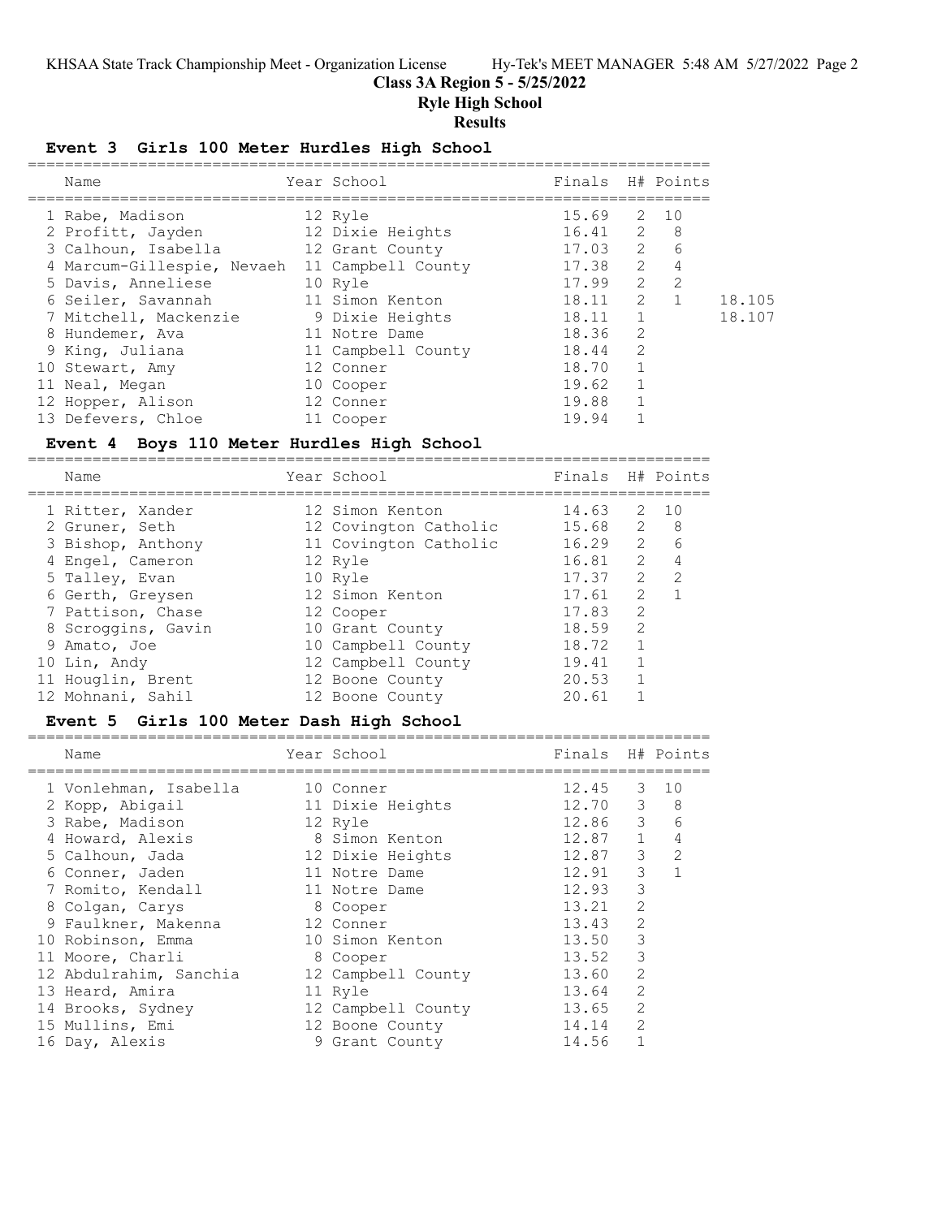**Class 3A Region 5 - 5/25/2022**

**Ryle High School**

**Results**

## Event 3 Girls 100 Meter Hurdles High School

| Name | Year | School | Finals | H# | Points | |
|---|---|---|---|---|---|---|
| 1 Rabe, Madison | 12 | Ryle | 15.69 | 2 | 10 | |
| 2 Profitt, Jayden | 12 | Dixie Heights | 16.41 | 2 | 8 | |
| 3 Calhoun, Isabella | 12 | Grant County | 17.03 | 2 | 6 | |
| 4 Marcum-Gillespie, Nevaeh | 11 | Campbell County | 17.38 | 2 | 4 | |
| 5 Davis, Anneliese | 10 | Ryle | 17.99 | 2 | 2 | |
| 6 Seiler, Savannah | 11 | Simon Kenton | 18.11 | 2 | 1 | 18.105 |
| 7 Mitchell, Mackenzie | 9 | Dixie Heights | 18.11 | 1 | | 18.107 |
| 8 Hundemer, Ava | 11 | Notre Dame | 18.36 | 2 | | |
| 9 King, Juliana | 11 | Campbell County | 18.44 | 2 | | |
| 10 Stewart, Amy | 12 | Conner | 18.70 | 1 | | |
| 11 Neal, Megan | 10 | Cooper | 19.62 | 1 | | |
| 12 Hopper, Alison | 12 | Conner | 19.88 | 1 | | |
| 13 Defevers, Chloe | 11 | Cooper | 19.94 | 1 | | |

## Event 4 Boys 110 Meter Hurdles High School

| Name | Year | School | Finals | H# | Points |
|---|---|---|---|---|---|
| 1 Ritter, Xander | 12 | Simon Kenton | 14.63 | 2 | 10 |
| 2 Gruner, Seth | 12 | Covington Catholic | 15.68 | 2 | 8 |
| 3 Bishop, Anthony | 11 | Covington Catholic | 16.29 | 2 | 6 |
| 4 Engel, Cameron | 12 | Ryle | 16.81 | 2 | 4 |
| 5 Talley, Evan | 10 | Ryle | 17.37 | 2 | 2 |
| 6 Gerth, Greysen | 12 | Simon Kenton | 17.61 | 2 | 1 |
| 7 Pattison, Chase | 12 | Cooper | 17.83 | 2 | |
| 8 Scroggins, Gavin | 10 | Grant County | 18.59 | 2 | |
| 9 Amato, Joe | 10 | Campbell County | 18.72 | 1 | |
| 10 Lin, Andy | 12 | Campbell County | 19.41 | 1 | |
| 11 Houglin, Brent | 12 | Boone County | 20.53 | 1 | |
| 12 Mohnani, Sahil | 12 | Boone County | 20.61 | 1 | |

## Event 5 Girls 100 Meter Dash High School

| Name | Year | School | Finals | H# | Points |
|---|---|---|---|---|---|
| 1 Vonlehman, Isabella | 10 | Conner | 12.45 | 3 | 10 |
| 2 Kopp, Abigail | 11 | Dixie Heights | 12.70 | 3 | 8 |
| 3 Rabe, Madison | 12 | Ryle | 12.86 | 3 | 6 |
| 4 Howard, Alexis | 8 | Simon Kenton | 12.87 | 1 | 4 |
| 5 Calhoun, Jada | 12 | Dixie Heights | 12.87 | 3 | 2 |
| 6 Conner, Jaden | 11 | Notre Dame | 12.91 | 3 | 1 |
| 7 Romito, Kendall | 11 | Notre Dame | 12.93 | 3 | |
| 8 Colgan, Carys | 8 | Cooper | 13.21 | 2 | |
| 9 Faulkner, Makenna | 12 | Conner | 13.43 | 2 | |
| 10 Robinson, Emma | 10 | Simon Kenton | 13.50 | 3 | |
| 11 Moore, Charli | 8 | Cooper | 13.52 | 3 | |
| 12 Abdulrahim, Sanchia | 12 | Campbell County | 13.60 | 2 | |
| 13 Heard, Amira | 11 | Ryle | 13.64 | 2 | |
| 14 Brooks, Sydney | 12 | Campbell County | 13.65 | 2 | |
| 15 Mullins, Emi | 12 | Boone County | 14.14 | 2 | |
| 16 Day, Alexis | 9 | Grant County | 14.56 | 1 | |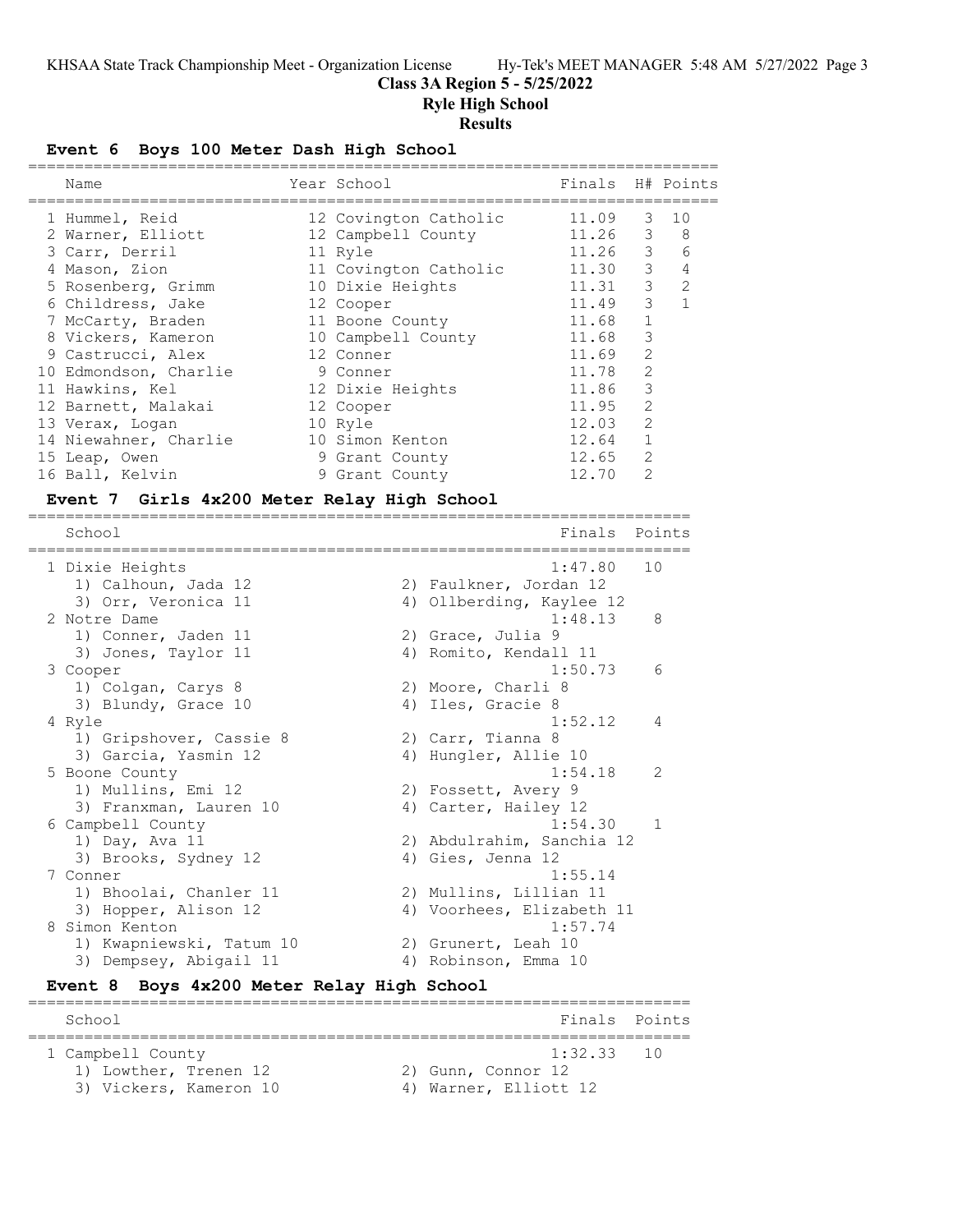# Class 3A Region 5 - 5/25/2022
## Ryle High School
## Results

### Event 6 Boys 100 Meter Dash High School

| | Name | Year | School | Finals | H# | Points |
|---|---|---|---|---|---|---|
| 1 | Hummel, Reid | 12 | Covington Catholic | 11.09 | 3 | 10 |
| 2 | Warner, Elliott | 12 | Campbell County | 11.26 | 3 | 8 |
| 3 | Carr, Derril | 11 | Ryle | 11.26 | 3 | 6 |
| 4 | Mason, Zion | 11 | Covington Catholic | 11.30 | 3 | 4 |
| 5 | Rosenberg, Grimm | 10 | Dixie Heights | 11.31 | 3 | 2 |
| 6 | Childress, Jake | 12 | Cooper | 11.49 | 3 | 1 |
| 7 | McCarty, Braden | 11 | Boone County | 11.68 | 1 | |
| 8 | Vickers, Kameron | 10 | Campbell County | 11.68 | 3 | |
| 9 | Castrucci, Alex | 12 | Conner | 11.69 | 2 | |
| 10 | Edmondson, Charlie | 9 | Conner | 11.78 | 2 | |
| 11 | Hawkins, Kel | 12 | Dixie Heights | 11.86 | 3 | |
| 12 | Barnett, Malakai | 12 | Cooper | 11.95 | 2 | |
| 13 | Verax, Logan | 10 | Ryle | 12.03 | 2 | |
| 14 | Niewahner, Charlie | 10 | Simon Kenton | 12.64 | 1 | |
| 15 | Leap, Owen | 9 | Grant County | 12.65 | 2 | |
| 16 | Ball, Kelvin | 9 | Grant County | 12.70 | 2 | |

### Event 7 Girls 4x200 Meter Relay High School

| | School | Finals | Points |
|---|---|---|---|
| 1 | Dixie Heights | 1:47.80 | 10 |
| | 1) Calhoun, Jada 12; 2) Faulkner, Jordan 12; 3) Orr, Veronica 11; 4) Ollberding, Kaylee 12 | | |
| 2 | Notre Dame | 1:48.13 | 8 |
| | 1) Conner, Jaden 11; 2) Grace, Julia 9; 3) Jones, Taylor 11; 4) Romito, Kendall 11 | | |
| 3 | Cooper | 1:50.73 | 6 |
| | 1) Colgan, Carys 8; 2) Moore, Charli 8; 3) Blundy, Grace 10; 4) Iles, Gracie 8 | | |
| 4 | Ryle | 1:52.12 | 4 |
| | 1) Gripshover, Cassie 8; 2) Carr, Tianna 8; 3) Garcia, Yasmin 12; 4) Hungler, Allie 10 | | |
| 5 | Boone County | 1:54.18 | 2 |
| | 1) Mullins, Emi 12; 2) Fossett, Avery 9; 3) Franxman, Lauren 10; 4) Carter, Hailey 12 | | |
| 6 | Campbell County | 1:54.30 | 1 |
| | 1) Day, Ava 11; 2) Abdulrahim, Sanchia 12; 3) Brooks, Sydney 12; 4) Gies, Jenna 12 | | |
| 7 | Conner | 1:55.14 | |
| | 1) Bhoolai, Chanler 11; 2) Mullins, Lillian 11; 3) Hopper, Alison 12; 4) Voorhees, Elizabeth 11 | | |
| 8 | Simon Kenton | 1:57.74 | |
| | 1) Kwapniewski, Tatum 10; 2) Grunert, Leah 10; 3) Dempsey, Abigail 11; 4) Robinson, Emma 10 | | |

### Event 8 Boys 4x200 Meter Relay High School

| | School | Finals | Points |
|---|---|---|---|
| 1 | Campbell County | 1:32.33 | 10 |
| | 1) Lowther, Trenen 12; 2) Gunn, Connor 12; 3) Vickers, Kameron 10; 4) Warner, Elliott 12 | | |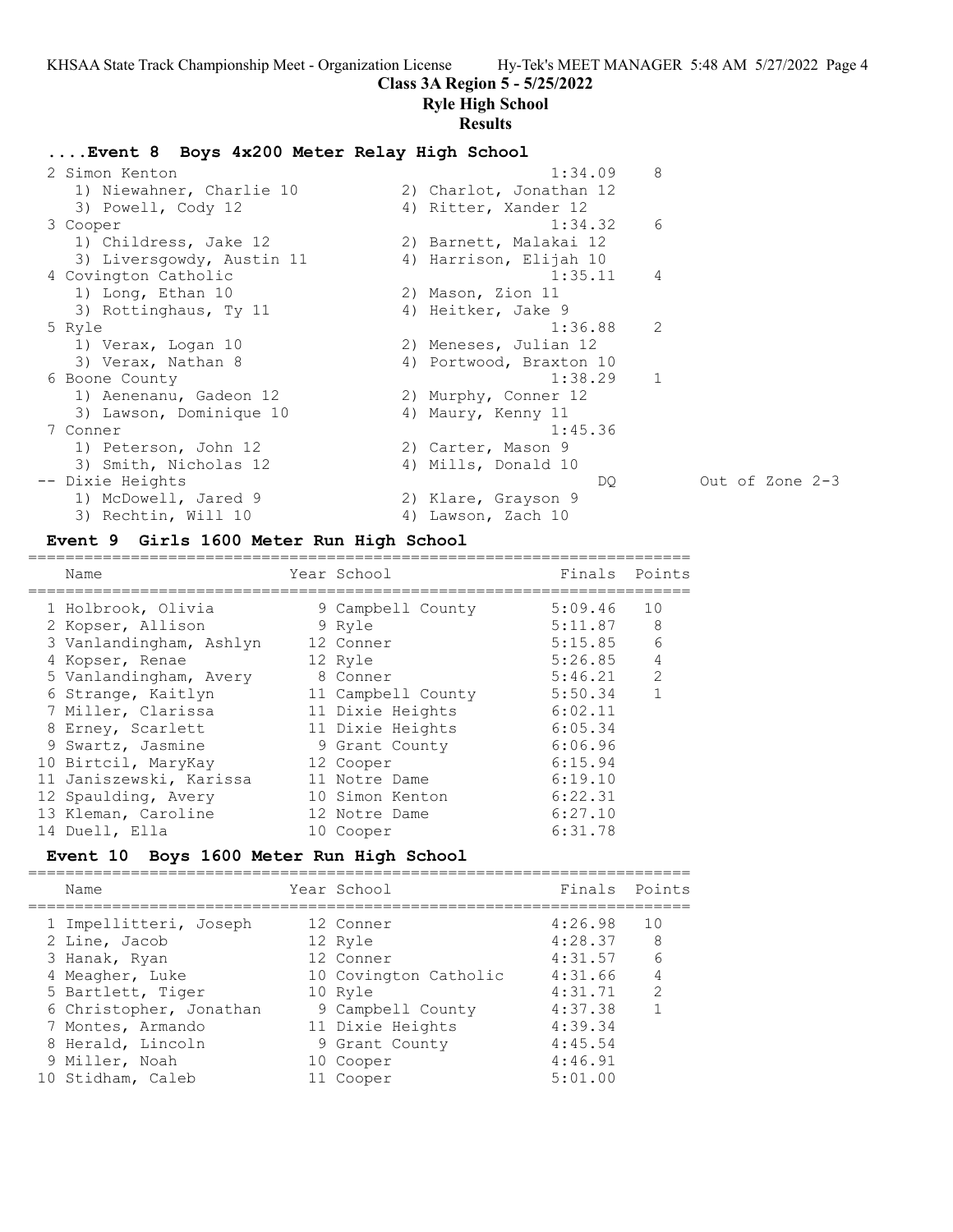# Class 3A Region 5 - 5/25/2022

## Ryle High School

### Results

#### ....Event 8 Boys 4x200 Meter Relay High School

| Place | School | Finals | Points | Note |
|---|---|---|---|---|
| 2 | Simon Kenton | 1:34.09 | 8 | |
| | 1) Niewahner, Charlie 10; 2) Charlot, Jonathan 12; 3) Powell, Cody 12; 4) Ritter, Xander 12 | | | |
| 3 | Cooper | 1:34.32 | 6 | |
| | 1) Childress, Jake 12; 2) Barnett, Malakai 12; 3) Liversgowdy, Austin 11; 4) Harrison, Elijah 10 | | | |
| 4 | Covington Catholic | 1:35.11 | 4 | |
| | 1) Long, Ethan 10; 2) Mason, Zion 11; 3) Rottinghaus, Ty 11; 4) Heitker, Jake 9 | | | |
| 5 | Ryle | 1:36.88 | 2 | |
| | 1) Verax, Logan 10; 2) Meneses, Julian 12; 3) Verax, Nathan 8; 4) Portwood, Braxton 10 | | | |
| 6 | Boone County | 1:38.29 | 1 | |
| | 1) Aenenanu, Gadeon 12; 2) Murphy, Conner 12; 3) Lawson, Dominique 10; 4) Maury, Kenny 11 | | | |
| 7 | Conner | 1:45.36 | | |
| | 1) Peterson, John 12; 2) Carter, Mason 9; 3) Smith, Nicholas 12; 4) Mills, Donald 10 | | | |
| -- | Dixie Heights | DQ | | Out of Zone 2-3 |
| | 1) McDowell, Jared 9; 2) Klare, Grayson 9; 3) Rechtin, Will 10; 4) Lawson, Zach 10 | | | |

#### Event 9 Girls 1600 Meter Run High School

| | Name | Year | School | Finals | Points |
|---|---|---|---|---|---|
| 1 | Holbrook, Olivia | 9 | Campbell County | 5:09.46 | 10 |
| 2 | Kopser, Allison | 9 | Ryle | 5:11.87 | 8 |
| 3 | Vanlandingham, Ashlyn | 12 | Conner | 5:15.85 | 6 |
| 4 | Kopser, Renae | 12 | Ryle | 5:26.85 | 4 |
| 5 | Vanlandingham, Avery | 8 | Conner | 5:46.21 | 2 |
| 6 | Strange, Kaitlyn | 11 | Campbell County | 5:50.34 | 1 |
| 7 | Miller, Clarissa | 11 | Dixie Heights | 6:02.11 | |
| 8 | Erney, Scarlett | 11 | Dixie Heights | 6:05.34 | |
| 9 | Swartz, Jasmine | 9 | Grant County | 6:06.96 | |
| 10 | Birtcil, MaryKay | 12 | Cooper | 6:15.94 | |
| 11 | Janiszewski, Karissa | 11 | Notre Dame | 6:19.10 | |
| 12 | Spaulding, Avery | 10 | Simon Kenton | 6:22.31 | |
| 13 | Kleman, Caroline | 12 | Notre Dame | 6:27.10 | |
| 14 | Duell, Ella | 10 | Cooper | 6:31.78 | |

#### Event 10 Boys 1600 Meter Run High School

| | Name | Year | School | Finals | Points |
|---|---|---|---|---|---|
| 1 | Impellitteri, Joseph | 12 | Conner | 4:26.98 | 10 |
| 2 | Line, Jacob | 12 | Ryle | 4:28.37 | 8 |
| 3 | Hanak, Ryan | 12 | Conner | 4:31.57 | 6 |
| 4 | Meagher, Luke | 10 | Covington Catholic | 4:31.66 | 4 |
| 5 | Bartlett, Tiger | 10 | Ryle | 4:31.71 | 2 |
| 6 | Christopher, Jonathan | 9 | Campbell County | 4:37.38 | 1 |
| 7 | Montes, Armando | 11 | Dixie Heights | 4:39.34 | |
| 8 | Herald, Lincoln | 9 | Grant County | 4:45.54 | |
| 9 | Miller, Noah | 10 | Cooper | 4:46.91 | |
| 10 | Stidham, Caleb | 11 | Cooper | 5:01.00 | |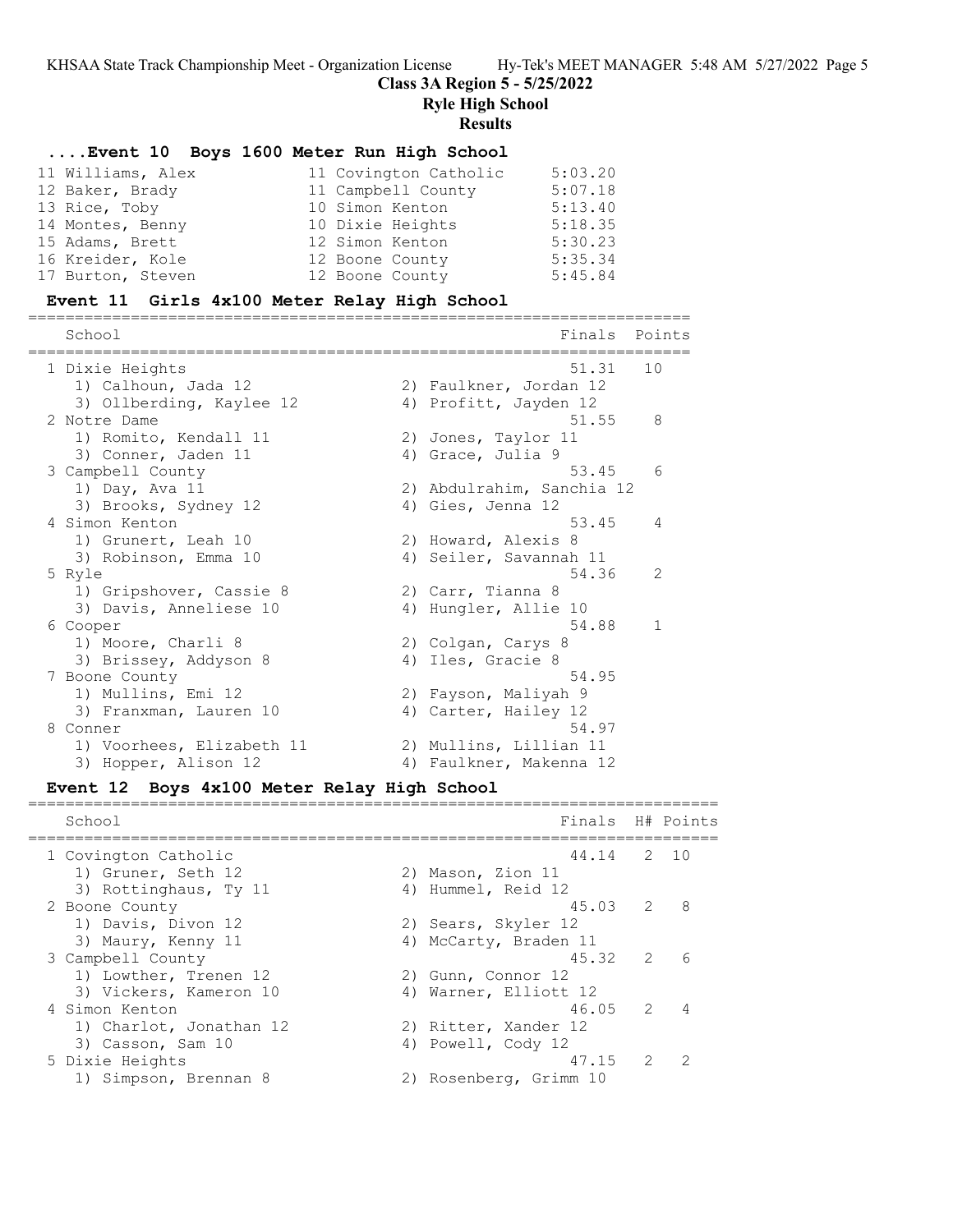## ....Event 10 Boys 1600 Meter Run High School

| Place | Name | Year | School | Finals |
|---|---|---|---|---|
| 11 | Williams, Alex | 11 | Covington Catholic | 5:03.20 |
| 12 | Baker, Brady | 11 | Campbell County | 5:07.18 |
| 13 | Rice, Toby | 10 | Simon Kenton | 5:13.40 |
| 14 | Montes, Benny | 10 | Dixie Heights | 5:18.35 |
| 15 | Adams, Brett | 12 | Simon Kenton | 5:30.23 |
| 16 | Kreider, Kole | 12 | Boone County | 5:35.34 |
| 17 | Burton, Steven | 12 | Boone County | 5:45.84 |

## Event 11 Girls 4x100 Meter Relay High School

| School | Finals | Points |
|---|---|---|
| 1 Dixie Heights | 51.31 | 10 |
| 1) Calhoun, Jada 12; 2) Faulkner, Jordan 12; 3) Ollberding, Kaylee 12; 4) Profitt, Jayden 12 | | |
| 2 Notre Dame | 51.55 | 8 |
| 1) Romito, Kendall 11; 2) Jones, Taylor 11; 3) Conner, Jaden 11; 4) Grace, Julia 9 | | |
| 3 Campbell County | 53.45 | 6 |
| 1) Day, Ava 11; 2) Abdulrahim, Sanchia 12; 3) Brooks, Sydney 12; 4) Gies, Jenna 12 | | |
| 4 Simon Kenton | 53.45 | 4 |
| 1) Grunert, Leah 10; 2) Howard, Alexis 8; 3) Robinson, Emma 10; 4) Seiler, Savannah 11 | | |
| 5 Ryle | 54.36 | 2 |
| 1) Gripshover, Cassie 8; 2) Carr, Tianna 8; 3) Davis, Anneliese 10; 4) Hungler, Allie 10 | | |
| 6 Cooper | 54.88 | 1 |
| 1) Moore, Charli 8; 2) Colgan, Carys 8; 3) Brissey, Addyson 8; 4) Iles, Gracie 8 | | |
| 7 Boone County | 54.95 | |
| 1) Mullins, Emi 12; 2) Fayson, Maliyah 9; 3) Franxman, Lauren 10; 4) Carter, Hailey 12 | | |
| 8 Conner | 54.97 | |
| 1) Voorhees, Elizabeth 11; 2) Mullins, Lillian 11; 3) Hopper, Alison 12; 4) Faulkner, Makenna 12 | | |

## Event 12 Boys 4x100 Meter Relay High School

| School | Finals | H# | Points |
|---|---|---|---|
| 1 Covington Catholic | 44.14 | 2 | 10 |
| 1) Gruner, Seth 12; 2) Mason, Zion 11; 3) Rottinghaus, Ty 11; 4) Hummel, Reid 12 | | | |
| 2 Boone County | 45.03 | 2 | 8 |
| 1) Davis, Divon 12; 2) Sears, Skyler 12; 3) Maury, Kenny 11; 4) McCarty, Braden 11 | | | |
| 3 Campbell County | 45.32 | 2 | 6 |
| 1) Lowther, Trenen 12; 2) Gunn, Connor 12; 3) Vickers, Kameron 10; 4) Warner, Elliott 12 | | | |
| 4 Simon Kenton | 46.05 | 2 | 4 |
| 1) Charlot, Jonathan 12; 2) Ritter, Xander 12; 3) Casson, Sam 10; 4) Powell, Cody 12 | | | |
| 5 Dixie Heights | 47.15 | 2 | 2 |
| 1) Simpson, Brennan 8; 2) Rosenberg, Grimm 10 | | | |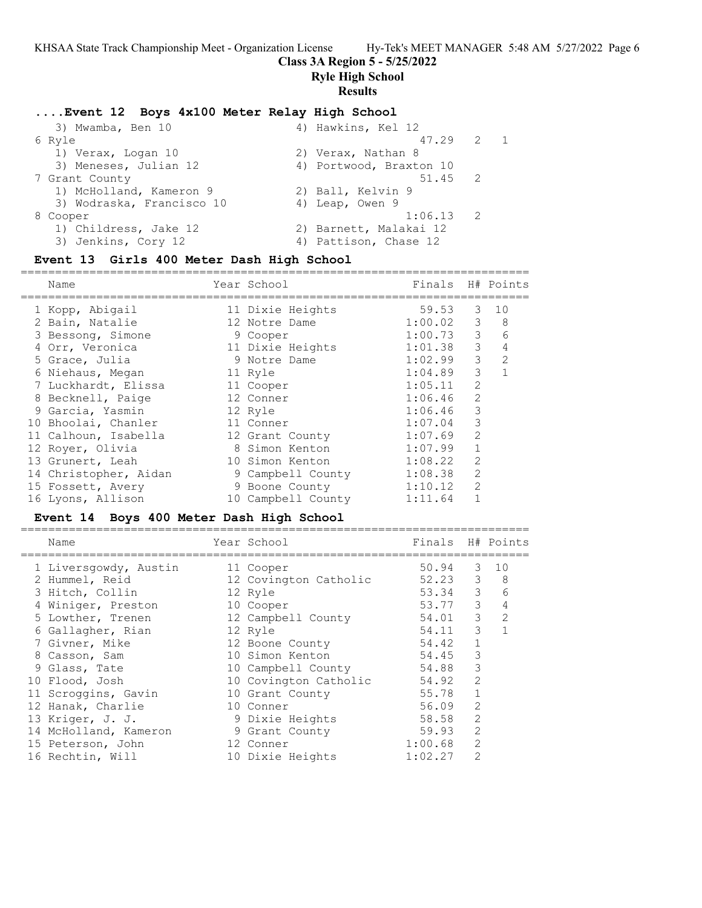Class 3A Region 5 - 5/25/2022

Ryle High School

Results

### ....Event 12 Boys 4x100 Meter Relay High School

| School | Finals | H# | Points |
|---|---|---|---|
| 3) Mwamba, Ben 10 / 4) Hawkins, Kel 12 | | | |
| 6 Ryle | 47.29 | 2 | 1 |
| 1) Verax, Logan 10 / 2) Verax, Nathan 8 | | | |
| 3) Meneses, Julian 12 / 4) Portwood, Braxton 10 | | | |
| 7 Grant County | 51.45 | 2 | |
| 1) McHolland, Kameron 9 / 2) Ball, Kelvin 9 | | | |
| 3) Wodraska, Francisco 10 / 4) Leap, Owen 9 | | | |
| 8 Cooper | 1:06.13 | 2 | |
| 1) Childress, Jake 12 / 2) Barnett, Malakai 12 | | | |
| 3) Jenkins, Cory 12 / 4) Pattison, Chase 12 | | | |

### Event 13 Girls 400 Meter Dash High School

| Name | Year | School | Finals | H# | Points |
|---|---|---|---|---|---|
| 1 Kopp, Abigail | 11 | Dixie Heights | 59.53 | 3 | 10 |
| 2 Bain, Natalie | 12 | Notre Dame | 1:00.02 | 3 | 8 |
| 3 Bessong, Simone | 9 | Cooper | 1:00.73 | 3 | 6 |
| 4 Orr, Veronica | 11 | Dixie Heights | 1:01.38 | 3 | 4 |
| 5 Grace, Julia | 9 | Notre Dame | 1:02.99 | 3 | 2 |
| 6 Niehaus, Megan | 11 | Ryle | 1:04.89 | 3 | 1 |
| 7 Luckhardt, Elissa | 11 | Cooper | 1:05.11 | 2 | |
| 8 Becknell, Paige | 12 | Conner | 1:06.46 | 2 | |
| 9 Garcia, Yasmin | 12 | Ryle | 1:06.46 | 3 | |
| 10 Bhoolai, Chanler | 11 | Conner | 1:07.04 | 3 | |
| 11 Calhoun, Isabella | 12 | Grant County | 1:07.69 | 2 | |
| 12 Royer, Olivia | 8 | Simon Kenton | 1:07.99 | 1 | |
| 13 Grunert, Leah | 10 | Simon Kenton | 1:08.22 | 2 | |
| 14 Christopher, Aidan | 9 | Campbell County | 1:08.38 | 2 | |
| 15 Fossett, Avery | 9 | Boone County | 1:10.12 | 2 | |
| 16 Lyons, Allison | 10 | Campbell County | 1:11.64 | 1 | |

### Event 14 Boys 400 Meter Dash High School

| Name | Year | School | Finals | H# | Points |
|---|---|---|---|---|---|
| 1 Liversgowdy, Austin | 11 | Cooper | 50.94 | 3 | 10 |
| 2 Hummel, Reid | 12 | Covington Catholic | 52.23 | 3 | 8 |
| 3 Hitch, Collin | 12 | Ryle | 53.34 | 3 | 6 |
| 4 Winiger, Preston | 10 | Cooper | 53.77 | 3 | 4 |
| 5 Lowther, Trenen | 12 | Campbell County | 54.01 | 3 | 2 |
| 6 Gallagher, Rian | 12 | Ryle | 54.11 | 3 | 1 |
| 7 Givner, Mike | 12 | Boone County | 54.42 | 1 | |
| 8 Casson, Sam | 10 | Simon Kenton | 54.45 | 3 | |
| 9 Glass, Tate | 10 | Campbell County | 54.88 | 3 | |
| 10 Flood, Josh | 10 | Covington Catholic | 54.92 | 2 | |
| 11 Scroggins, Gavin | 10 | Grant County | 55.78 | 1 | |
| 12 Hanak, Charlie | 10 | Conner | 56.09 | 2 | |
| 13 Kriger, J. J. | 9 | Dixie Heights | 58.58 | 2 | |
| 14 McHolland, Kameron | 9 | Grant County | 59.93 | 2 | |
| 15 Peterson, John | 12 | Conner | 1:00.68 | 2 | |
| 16 Rechtin, Will | 10 | Dixie Heights | 1:02.27 | 2 | |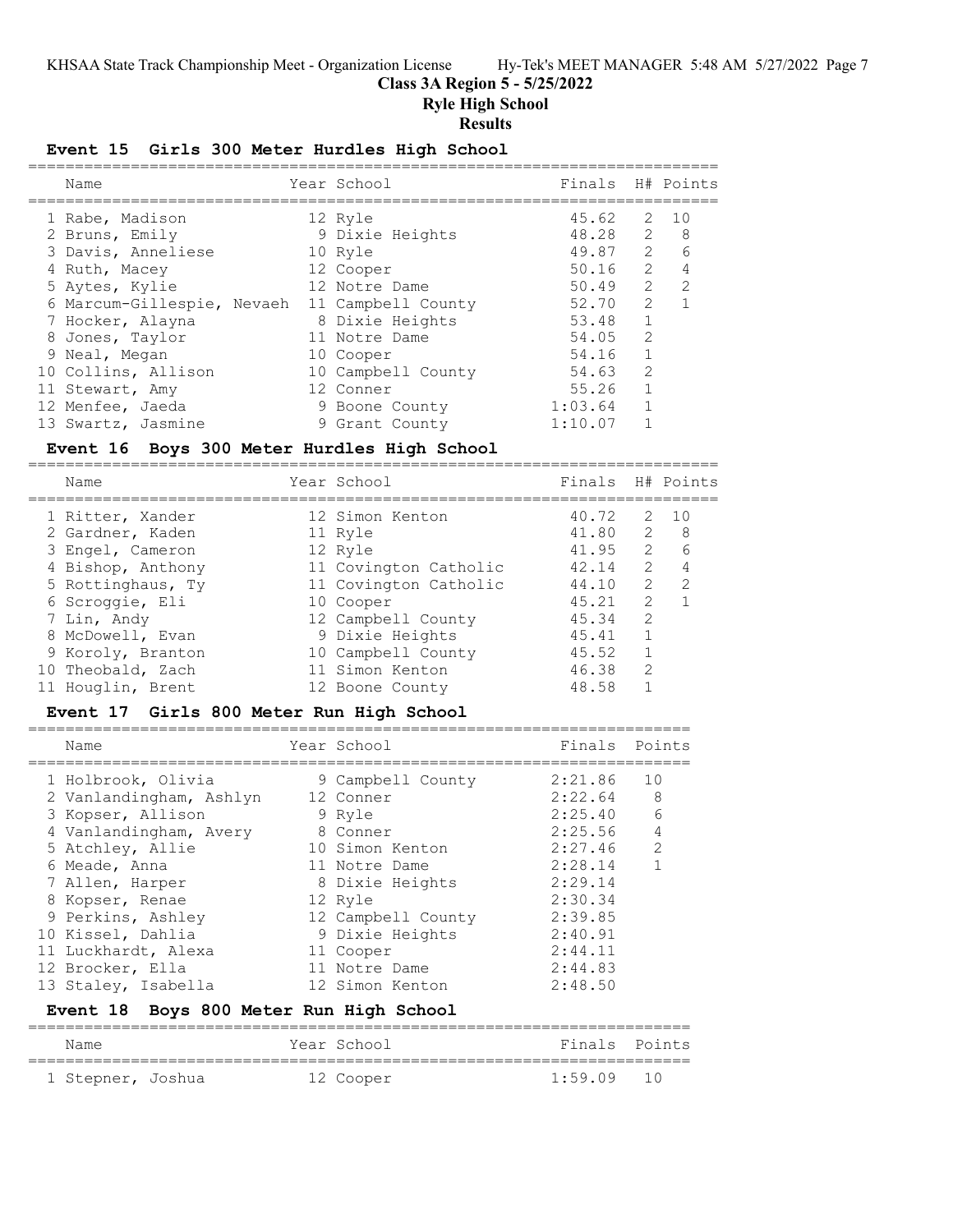Class 3A Region 5 - 5/25/2022

Ryle High School

Results

## Event 15 Girls 300 Meter Hurdles High School

| | Name | Year | School | Finals | H# | Points |
|---|---|---|---|---|---|---|
| 1 | Rabe, Madison | 12 | Ryle | 45.62 | 2 | 10 |
| 2 | Bruns, Emily | 9 | Dixie Heights | 48.28 | 2 | 8 |
| 3 | Davis, Anneliese | 10 | Ryle | 49.87 | 2 | 6 |
| 4 | Ruth, Macey | 12 | Cooper | 50.16 | 2 | 4 |
| 5 | Aytes, Kylie | 12 | Notre Dame | 50.49 | 2 | 2 |
| 6 | Marcum-Gillespie, Nevaeh | 11 | Campbell County | 52.70 | 2 | 1 |
| 7 | Hocker, Alayna | 8 | Dixie Heights | 53.48 | 1 | |
| 8 | Jones, Taylor | 11 | Notre Dame | 54.05 | 2 | |
| 9 | Neal, Megan | 10 | Cooper | 54.16 | 1 | |
| 10 | Collins, Allison | 10 | Campbell County | 54.63 | 2 | |
| 11 | Stewart, Amy | 12 | Conner | 55.26 | 1 | |
| 12 | Menfee, Jaeda | 9 | Boone County | 1:03.64 | 1 | |
| 13 | Swartz, Jasmine | 9 | Grant County | 1:10.07 | 1 | |

## Event 16 Boys 300 Meter Hurdles High School

| | Name | Year | School | Finals | H# | Points |
|---|---|---|---|---|---|---|
| 1 | Ritter, Xander | 12 | Simon Kenton | 40.72 | 2 | 10 |
| 2 | Gardner, Kaden | 11 | Ryle | 41.80 | 2 | 8 |
| 3 | Engel, Cameron | 12 | Ryle | 41.95 | 2 | 6 |
| 4 | Bishop, Anthony | 11 | Covington Catholic | 42.14 | 2 | 4 |
| 5 | Rottinghaus, Ty | 11 | Covington Catholic | 44.10 | 2 | 2 |
| 6 | Scroggie, Eli | 10 | Cooper | 45.21 | 2 | 1 |
| 7 | Lin, Andy | 12 | Campbell County | 45.34 | 2 | |
| 8 | McDowell, Evan | 9 | Dixie Heights | 45.41 | 1 | |
| 9 | Koroly, Branton | 10 | Campbell County | 45.52 | 1 | |
| 10 | Theobald, Zach | 11 | Simon Kenton | 46.38 | 2 | |
| 11 | Houglin, Brent | 12 | Boone County | 48.58 | 1 | |

## Event 17 Girls 800 Meter Run High School

| | Name | Year | School | Finals | Points |
|---|---|---|---|---|---|
| 1 | Holbrook, Olivia | 9 | Campbell County | 2:21.86 | 10 |
| 2 | Vanlandingham, Ashlyn | 12 | Conner | 2:22.64 | 8 |
| 3 | Kopser, Allison | 9 | Ryle | 2:25.40 | 6 |
| 4 | Vanlandingham, Avery | 8 | Conner | 2:25.56 | 4 |
| 5 | Atchley, Allie | 10 | Simon Kenton | 2:27.46 | 2 |
| 6 | Meade, Anna | 11 | Notre Dame | 2:28.14 | 1 |
| 7 | Allen, Harper | 8 | Dixie Heights | 2:29.14 | |
| 8 | Kopser, Renae | 12 | Ryle | 2:30.34 | |
| 9 | Perkins, Ashley | 12 | Campbell County | 2:39.85 | |
| 10 | Kissel, Dahlia | 9 | Dixie Heights | 2:40.91 | |
| 11 | Luckhardt, Alexa | 11 | Cooper | 2:44.11 | |
| 12 | Brocker, Ella | 11 | Notre Dame | 2:44.83 | |
| 13 | Staley, Isabella | 12 | Simon Kenton | 2:48.50 | |

## Event 18 Boys 800 Meter Run High School

| | Name | Year | School | Finals | Points |
|---|---|---|---|---|---|
| 1 | Stepner, Joshua | 12 | Cooper | 1:59.09 | 10 |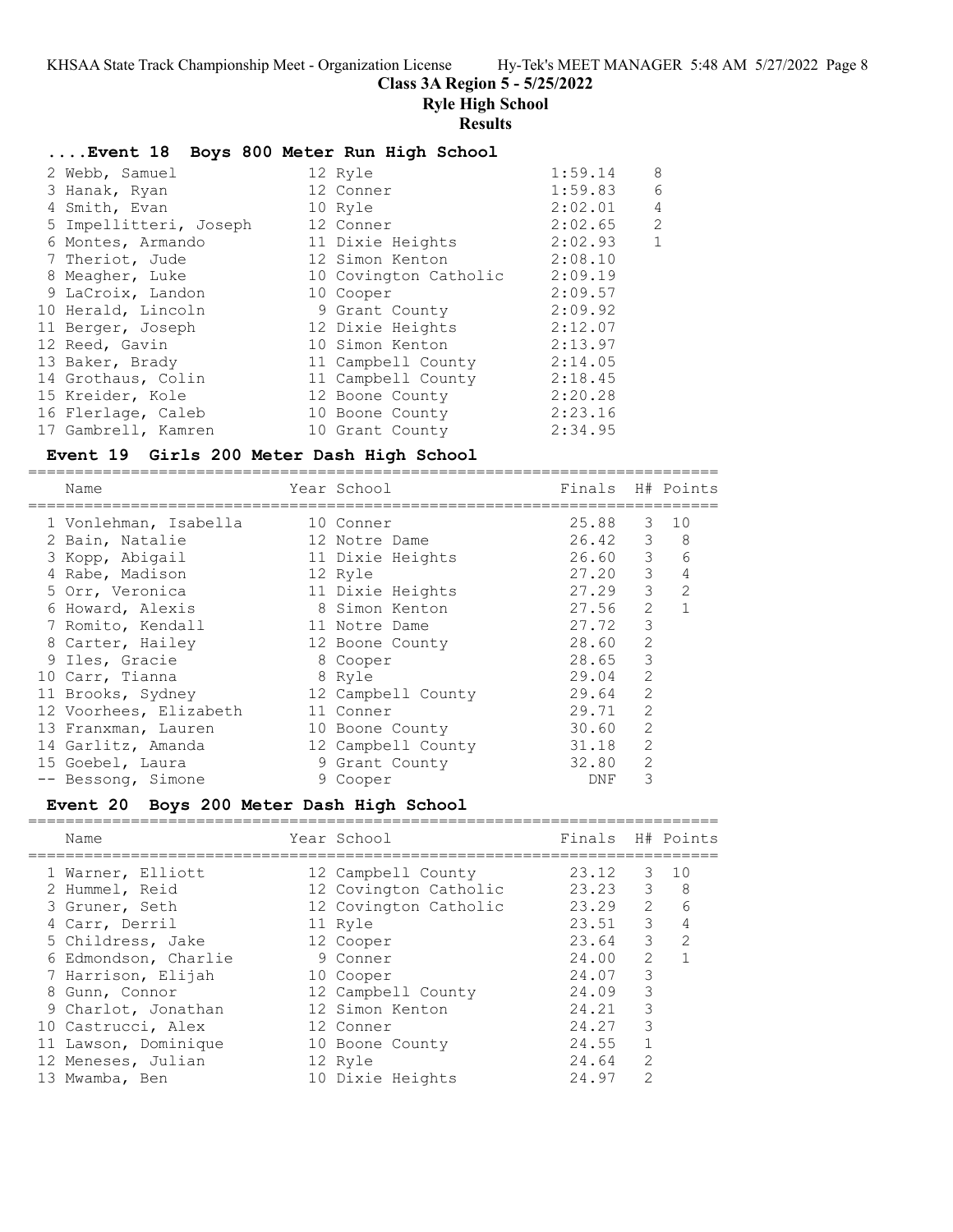## ....Event 18 Boys 800 Meter Run High School

| Place | Name | Year | School | Finals | Points |
|---|---|---|---|---|---|
| 2 | Webb, Samuel | 12 | Ryle | 1:59.14 | 8 |
| 3 | Hanak, Ryan | 12 | Conner | 1:59.83 | 6 |
| 4 | Smith, Evan | 10 | Ryle | 2:02.01 | 4 |
| 5 | Impellitteri, Joseph | 12 | Conner | 2:02.65 | 2 |
| 6 | Montes, Armando | 11 | Dixie Heights | 2:02.93 | 1 |
| 7 | Theriot, Jude | 12 | Simon Kenton | 2:08.10 | |
| 8 | Meagher, Luke | 10 | Covington Catholic | 2:09.19 | |
| 9 | LaCroix, Landon | 10 | Cooper | 2:09.57 | |
| 10 | Herald, Lincoln | 9 | Grant County | 2:09.92 | |
| 11 | Berger, Joseph | 12 | Dixie Heights | 2:12.07 | |
| 12 | Reed, Gavin | 10 | Simon Kenton | 2:13.97 | |
| 13 | Baker, Brady | 11 | Campbell County | 2:14.05 | |
| 14 | Grothaus, Colin | 11 | Campbell County | 2:18.45 | |
| 15 | Kreider, Kole | 12 | Boone County | 2:20.28 | |
| 16 | Flerlage, Caleb | 10 | Boone County | 2:23.16 | |
| 17 | Gambrell, Kamren | 10 | Grant County | 2:34.95 | |

## Event 19 Girls 200 Meter Dash High School

| Place | Name | Year | School | Finals | H# | Points |
|---|---|---|---|---|---|---|
| 1 | Vonlehman, Isabella | 10 | Conner | 25.88 | 3 | 10 |
| 2 | Bain, Natalie | 12 | Notre Dame | 26.42 | 3 | 8 |
| 3 | Kopp, Abigail | 11 | Dixie Heights | 26.60 | 3 | 6 |
| 4 | Rabe, Madison | 12 | Ryle | 27.20 | 3 | 4 |
| 5 | Orr, Veronica | 11 | Dixie Heights | 27.29 | 3 | 2 |
| 6 | Howard, Alexis | 8 | Simon Kenton | 27.56 | 2 | 1 |
| 7 | Romito, Kendall | 11 | Notre Dame | 27.72 | 3 | |
| 8 | Carter, Hailey | 12 | Boone County | 28.60 | 2 | |
| 9 | Iles, Gracie | 8 | Cooper | 28.65 | 3 | |
| 10 | Carr, Tianna | 8 | Ryle | 29.04 | 2 | |
| 11 | Brooks, Sydney | 12 | Campbell County | 29.64 | 2 | |
| 12 | Voorhees, Elizabeth | 11 | Conner | 29.71 | 2 | |
| 13 | Franxman, Lauren | 10 | Boone County | 30.60 | 2 | |
| 14 | Garlitz, Amanda | 12 | Campbell County | 31.18 | 2 | |
| 15 | Goebel, Laura | 9 | Grant County | 32.80 | 2 | |
| -- | Bessong, Simone | 9 | Cooper | DNF | 3 | |

## Event 20 Boys 200 Meter Dash High School

| Place | Name | Year | School | Finals | H# | Points |
|---|---|---|---|---|---|---|
| 1 | Warner, Elliott | 12 | Campbell County | 23.12 | 3 | 10 |
| 2 | Hummel, Reid | 12 | Covington Catholic | 23.23 | 3 | 8 |
| 3 | Gruner, Seth | 12 | Covington Catholic | 23.29 | 2 | 6 |
| 4 | Carr, Derril | 11 | Ryle | 23.51 | 3 | 4 |
| 5 | Childress, Jake | 12 | Cooper | 23.64 | 3 | 2 |
| 6 | Edmondson, Charlie | 9 | Conner | 24.00 | 2 | 1 |
| 7 | Harrison, Elijah | 10 | Cooper | 24.07 | 3 | |
| 8 | Gunn, Connor | 12 | Campbell County | 24.09 | 3 | |
| 9 | Charlot, Jonathan | 12 | Simon Kenton | 24.21 | 3 | |
| 10 | Castrucci, Alex | 12 | Conner | 24.27 | 3 | |
| 11 | Lawson, Dominique | 10 | Boone County | 24.55 | 1 | |
| 12 | Meneses, Julian | 12 | Ryle | 24.64 | 2 | |
| 13 | Mwamba, Ben | 10 | Dixie Heights | 24.97 | 2 | |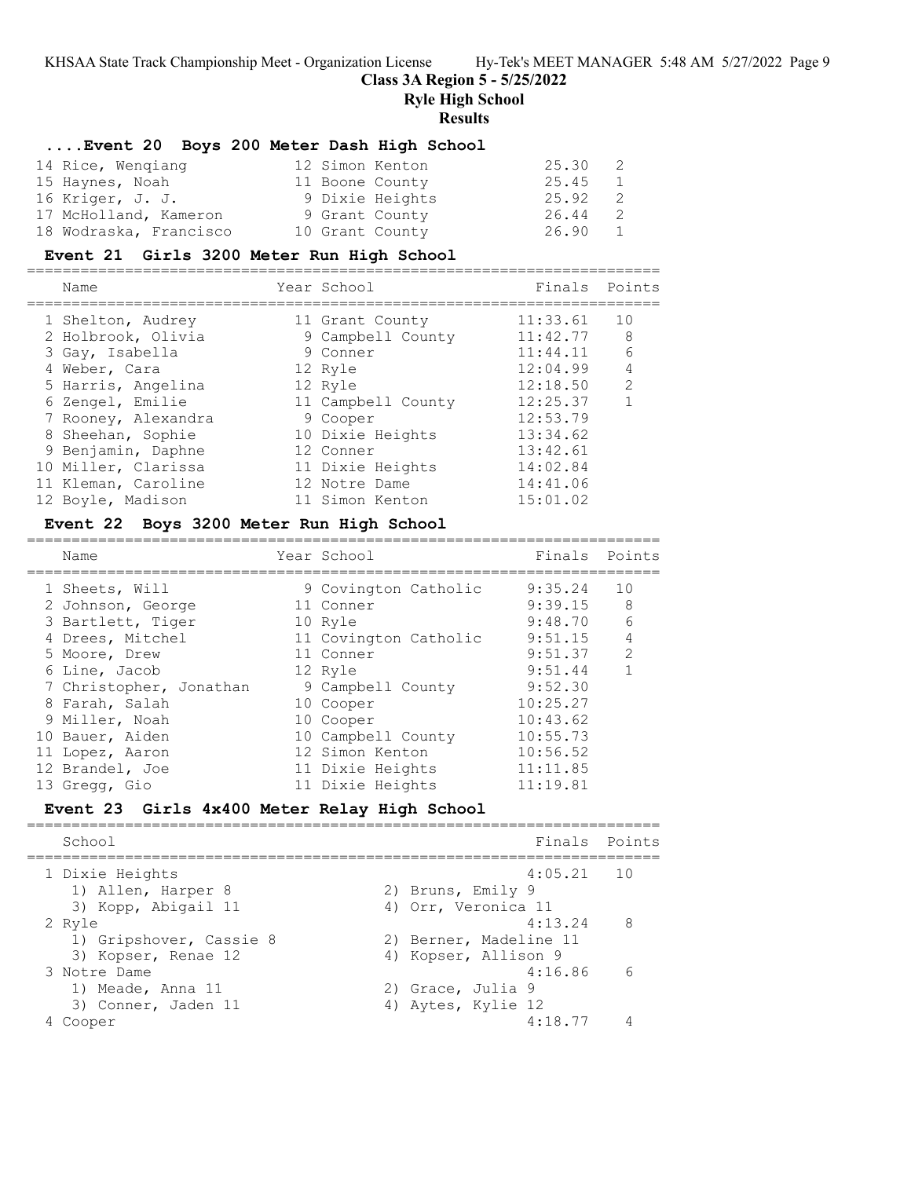## Class 3A Region 5 - 5/25/2022

## Ryle High School

## Results

### ....Event 20 Boys 200 Meter Dash High School

| Place | Name | Year | School | Finals | H# |
|---|---|---|---|---|---|
| 14 | Rice, Wenqiang | 12 | Simon Kenton | 25.30 | 2 |
| 15 | Haynes, Noah | 11 | Boone County | 25.45 | 1 |
| 16 | Kriger, J. J. | 9 | Dixie Heights | 25.92 | 2 |
| 17 | McHolland, Kameron | 9 | Grant County | 26.44 | 2 |
| 18 | Wodraska, Francisco | 10 | Grant County | 26.90 | 1 |

### Event 21 Girls 3200 Meter Run High School

| Place | Name | Year | School | Finals | Points |
|---|---|---|---|---|---|
| 1 | Shelton, Audrey | 11 | Grant County | 11:33.61 | 10 |
| 2 | Holbrook, Olivia | 9 | Campbell County | 11:42.77 | 8 |
| 3 | Gay, Isabella | 9 | Conner | 11:44.11 | 6 |
| 4 | Weber, Cara | 12 | Ryle | 12:04.99 | 4 |
| 5 | Harris, Angelina | 12 | Ryle | 12:18.50 | 2 |
| 6 | Zengel, Emilie | 11 | Campbell County | 12:25.37 | 1 |
| 7 | Rooney, Alexandra | 9 | Cooper | 12:53.79 | |
| 8 | Sheehan, Sophie | 10 | Dixie Heights | 13:34.62 | |
| 9 | Benjamin, Daphne | 12 | Conner | 13:42.61 | |
| 10 | Miller, Clarissa | 11 | Dixie Heights | 14:02.84 | |
| 11 | Kleman, Caroline | 12 | Notre Dame | 14:41.06 | |
| 12 | Boyle, Madison | 11 | Simon Kenton | 15:01.02 | |

### Event 22 Boys 3200 Meter Run High School

| Place | Name | Year | School | Finals | Points |
|---|---|---|---|---|---|
| 1 | Sheets, Will | 9 | Covington Catholic | 9:35.24 | 10 |
| 2 | Johnson, George | 11 | Conner | 9:39.15 | 8 |
| 3 | Bartlett, Tiger | 10 | Ryle | 9:48.70 | 6 |
| 4 | Drees, Mitchel | 11 | Covington Catholic | 9:51.15 | 4 |
| 5 | Moore, Drew | 11 | Conner | 9:51.37 | 2 |
| 6 | Line, Jacob | 12 | Ryle | 9:51.44 | 1 |
| 7 | Christopher, Jonathan | 9 | Campbell County | 9:52.30 | |
| 8 | Farah, Salah | 10 | Cooper | 10:25.27 | |
| 9 | Miller, Noah | 10 | Cooper | 10:43.62 | |
| 10 | Bauer, Aiden | 10 | Campbell County | 10:55.73 | |
| 11 | Lopez, Aaron | 12 | Simon Kenton | 10:56.52 | |
| 12 | Brandel, Joe | 11 | Dixie Heights | 11:11.85 | |
| 13 | Gregg, Gio | 11 | Dixie Heights | 11:19.81 | |

### Event 23 Girls 4x400 Meter Relay High School

| Place | School | Finals | Points |
|---|---|---|---|
| 1 | Dixie Heights | 4:05.21 | 10 |
| | 1) Allen, Harper 8; 2) Bruns, Emily 9; 3) Kopp, Abigail 11; 4) Orr, Veronica 11 | | |
| 2 | Ryle | 4:13.24 | 8 |
| | 1) Gripshover, Cassie 8; 2) Berner, Madeline 11; 3) Kopser, Renae 12; 4) Kopser, Allison 9 | | |
| 3 | Notre Dame | 4:16.86 | 6 |
| | 1) Meade, Anna 11; 2) Grace, Julia 9; 3) Conner, Jaden 11; 4) Aytes, Kylie 12 | | |
| 4 | Cooper | 4:18.77 | 4 |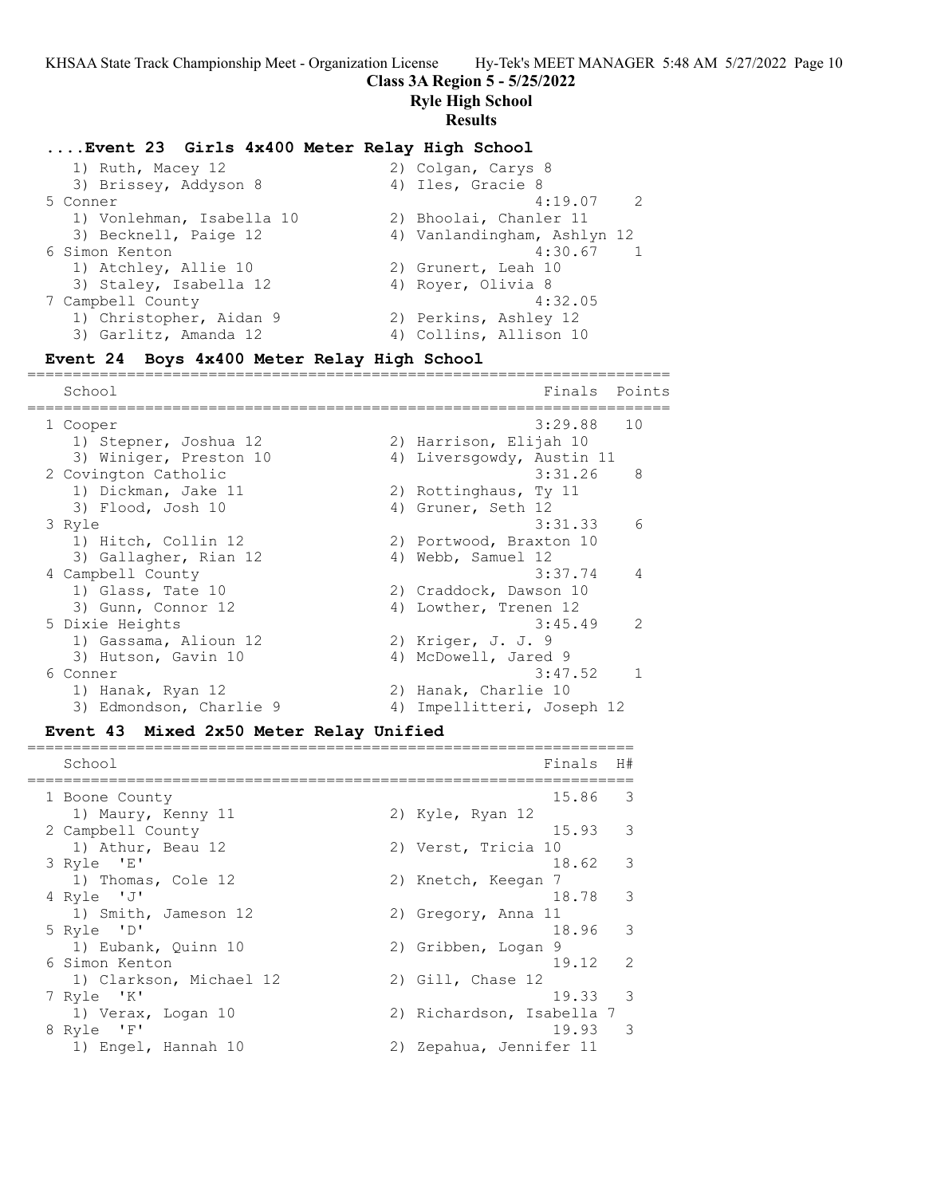## ....Event 23 Girls 4x400 Meter Relay High School

| School | Finals | Points |
|---|---|---|
| 1) Ruth, Macey 12 | 2) Colgan, Carys 8 | |
| 3) Brissey, Addyson 8 | 4) Iles, Gracie 8 | |
| 5 Conner | 4:19.07 | 2 |
| 1) Vonlehman, Isabella 10 | 2) Bhoolai, Chanler 11 | |
| 3) Becknell, Paige 12 | 4) Vanlandingham, Ashlyn 12 | |
| 6 Simon Kenton | 4:30.67 | 1 |
| 1) Atchley, Allie 10 | 2) Grunert, Leah 10 | |
| 3) Staley, Isabella 12 | 4) Royer, Olivia 8 | |
| 7 Campbell County | 4:32.05 | |
| 1) Christopher, Aidan 9 | 2) Perkins, Ashley 12 | |
| 3) Garlitz, Amanda 12 | 4) Collins, Allison 10 | |

## Event 24 Boys 4x400 Meter Relay High School

| School | Finals | Points |
|---|---|---|
| 1 Cooper | 3:29.88 | 10 |
| 1) Stepner, Joshua 12 | 2) Harrison, Elijah 10 | |
| 3) Winiger, Preston 10 | 4) Liversgowdy, Austin 11 | |
| 2 Covington Catholic | 3:31.26 | 8 |
| 1) Dickman, Jake 11 | 2) Rottinghaus, Ty 11 | |
| 3) Flood, Josh 10 | 4) Gruner, Seth 12 | |
| 3 Ryle | 3:31.33 | 6 |
| 1) Hitch, Collin 12 | 2) Portwood, Braxton 10 | |
| 3) Gallagher, Rian 12 | 4) Webb, Samuel 12 | |
| 4 Campbell County | 3:37.74 | 4 |
| 1) Glass, Tate 10 | 2) Craddock, Dawson 10 | |
| 3) Gunn, Connor 12 | 4) Lowther, Trenen 12 | |
| 5 Dixie Heights | 3:45.49 | 2 |
| 1) Gassama, Alioun 12 | 2) Kriger, J. J. 9 | |
| 3) Hutson, Gavin 10 | 4) McDowell, Jared 9 | |
| 6 Conner | 3:47.52 | 1 |
| 1) Hanak, Ryan 12 | 2) Hanak, Charlie 10 | |
| 3) Edmondson, Charlie 9 | 4) Impellitteri, Joseph 12 | |

## Event 43 Mixed 2x50 Meter Relay Unified

| School | Finals | H# |
|---|---|---|
| 1 Boone County | 15.86 | 3 |
| 1) Maury, Kenny 11 | 2) Kyle, Ryan 12 | |
| 2 Campbell County | 15.93 | 3 |
| 1) Athur, Beau 12 | 2) Verst, Tricia 10 | |
| 3 Ryle 'E' | 18.62 | 3 |
| 1) Thomas, Cole 12 | 2) Knetch, Keegan 7 | |
| 4 Ryle 'J' | 18.78 | 3 |
| 1) Smith, Jameson 12 | 2) Gregory, Anna 11 | |
| 5 Ryle 'D' | 18.96 | 3 |
| 1) Eubank, Quinn 10 | 2) Gribben, Logan 9 | |
| 6 Simon Kenton | 19.12 | 2 |
| 1) Clarkson, Michael 12 | 2) Gill, Chase 12 | |
| 7 Ryle 'K' | 19.33 | 3 |
| 1) Verax, Logan 10 | 2) Richardson, Isabella 7 | |
| 8 Ryle 'F' | 19.93 | 3 |
| 1) Engel, Hannah 10 | 2) Zepahua, Jennifer 11 | |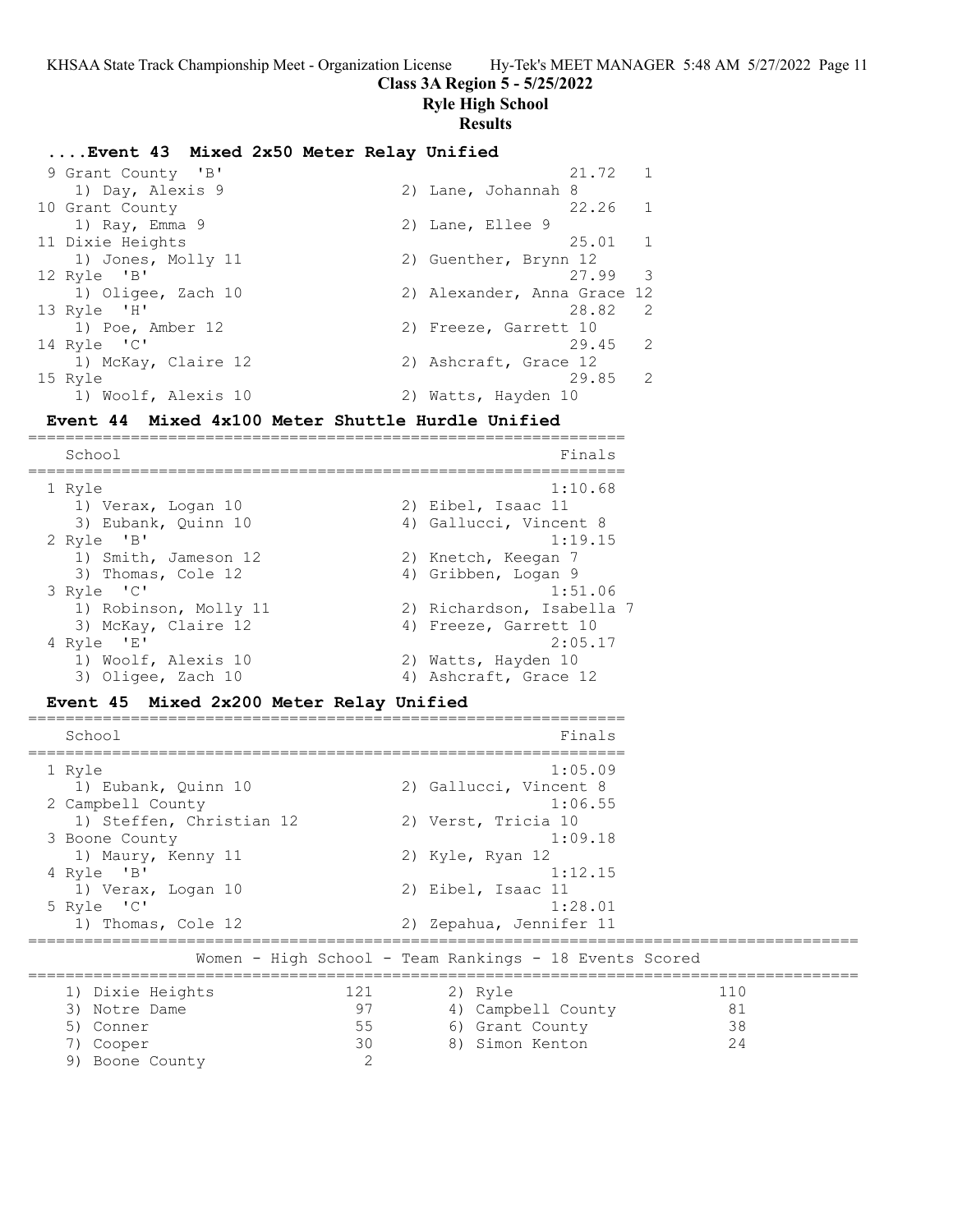**Class 3A Region 5 - 5/25/2022**
**Ryle High School**
**Results**

### ....Event 43 Mixed 2x50 Meter Relay Unified

| Place | School | Finals | Points |
|---|---|---|---|
| 9 | Grant County 'B' | 21.72 | 1 |
| | 1) Day, Alexis 9; 2) Lane, Johannah 8 | | |
| 10 | Grant County | 22.26 | 1 |
| | 1) Ray, Emma 9; 2) Lane, Ellee 9 | | |
| 11 | Dixie Heights | 25.01 | 1 |
| | 1) Jones, Molly 11; 2) Guenther, Brynn 12 | | |
| 12 | Ryle 'B' | 27.99 | 3 |
| | 1) Oligee, Zach 10; 2) Alexander, Anna Grace 12 | | |
| 13 | Ryle 'H' | 28.82 | 2 |
| | 1) Poe, Amber 12; 2) Freeze, Garrett 10 | | |
| 14 | Ryle 'C' | 29.45 | 2 |
| | 1) McKay, Claire 12; 2) Ashcraft, Grace 12 | | |
| 15 | Ryle | 29.85 | 2 |
| | 1) Woolf, Alexis 10; 2) Watts, Hayden 10 | | |

### Event 44 Mixed 4x100 Meter Shuttle Hurdle Unified

| Place | School | Finals |
|---|---|---|
| 1 | Ryle | 1:10.68 |
| | 1) Verax, Logan 10; 2) Eibel, Isaac 11; 3) Eubank, Quinn 10; 4) Gallucci, Vincent 8 | |
| 2 | Ryle 'B' | 1:19.15 |
| | 1) Smith, Jameson 12; 2) Knetch, Keegan 7; 3) Thomas, Cole 12; 4) Gribben, Logan 9 | |
| 3 | Ryle 'C' | 1:51.06 |
| | 1) Robinson, Molly 11; 2) Richardson, Isabella 7; 3) McKay, Claire 12; 4) Freeze, Garrett 10 | |
| 4 | Ryle 'E' | 2:05.17 |
| | 1) Woolf, Alexis 10; 2) Watts, Hayden 10; 3) Oligee, Zach 10; 4) Ashcraft, Grace 12 | |

### Event 45 Mixed 2x200 Meter Relay Unified

| Place | School | Finals |
|---|---|---|
| 1 | Ryle | 1:05.09 |
| | 1) Eubank, Quinn 10; 2) Gallucci, Vincent 8 | |
| 2 | Campbell County | 1:06.55 |
| | 1) Steffen, Christian 12; 2) Verst, Tricia 10 | |
| 3 | Boone County | 1:09.18 |
| | 1) Maury, Kenny 11; 2) Kyle, Ryan 12 | |
| 4 | Ryle 'B' | 1:12.15 |
| | 1) Verax, Logan 10; 2) Eibel, Isaac 11 | |
| 5 | Ryle 'C' | 1:28.01 |
| | 1) Thomas, Cole 12; 2) Zepahua, Jennifer 11 | |

### Women - High School - Team Rankings - 18 Events Scored

| Rank | Team | Points | Rank | Team | Points |
|---|---|---|---|---|---|
| 1) | Dixie Heights | 121 | 2) | Ryle | 110 |
| 3) | Notre Dame | 97 | 4) | Campbell County | 81 |
| 5) | Conner | 55 | 6) | Grant County | 38 |
| 7) | Cooper | 30 | 8) | Simon Kenton | 24 |
| 9) | Boone County | 2 | | | |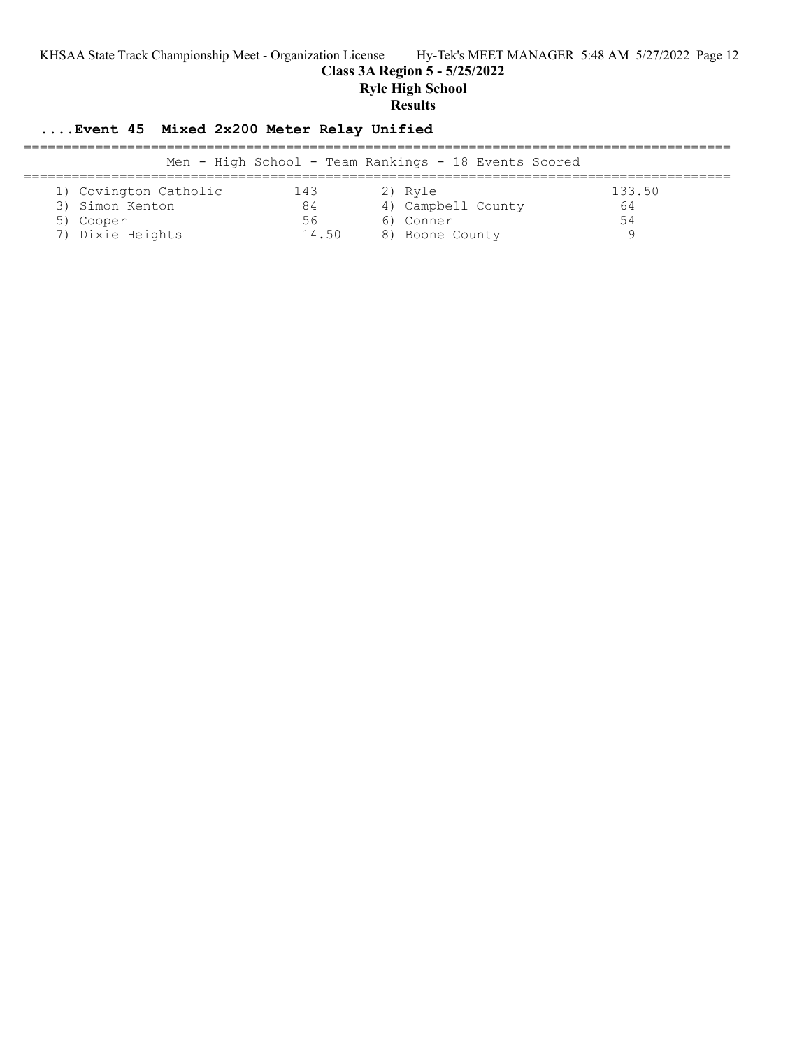## ....Event 45 Mixed 2x200 Meter Relay Unified

Men - High School - Team Rankings - 18 Events Scored

| | | | |
|---|---|---|---|
| 1) Covington Catholic | 143 | 2) Ryle | 133.50 |
| 3) Simon Kenton | 84 | 4) Campbell County | 64 |
| 5) Cooper | 56 | 6) Conner | 54 |
| 7) Dixie Heights | 14.50 | 8) Boone County | 9 |